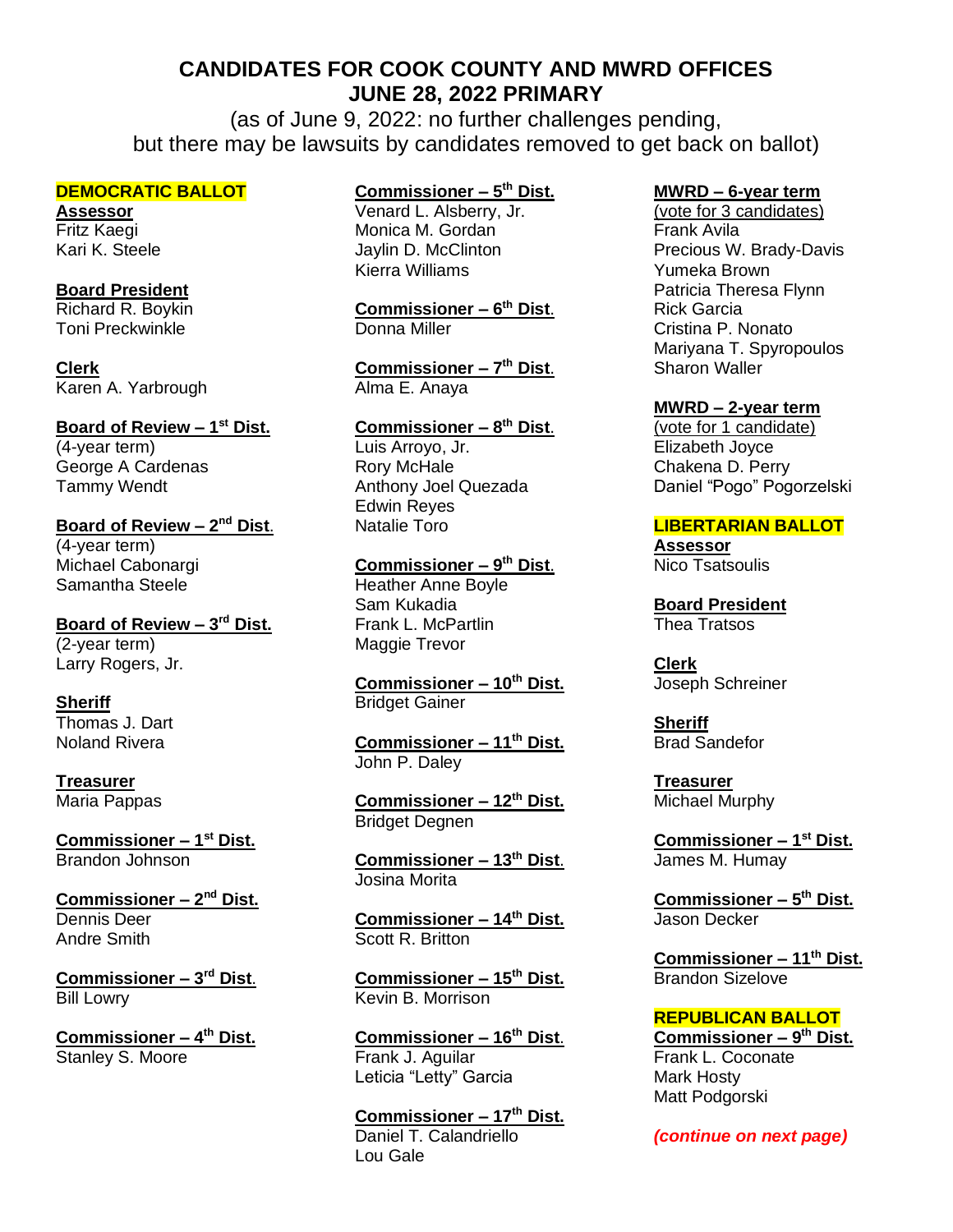# CANDIDATES FOR COOK COUNTY AND MWRD OFFICES
# JUNE 28, 2022 PRIMARY

(as of June 9, 2022: no further challenges pending, but there may be lawsuits by candidates removed to get back on ballot)

## DEMOCRATIC BALLOT

**Assessor**
Fritz Kaegi
Kari K. Steele

**Board President**
Richard R. Boykin
Toni Preckwinkle

**Clerk**
Karen A. Yarbrough

**Board of Review – 1st Dist.**
(4-year term)
George A Cardenas
Tammy Wendt

**Board of Review – 2nd Dist.**
(4-year term)
Michael Cabonargi
Samantha Steele

**Board of Review – 3rd Dist.**
(2-year term)
Larry Rogers, Jr.

**Sheriff**
Thomas J. Dart
Noland Rivera

**Treasurer**
Maria Pappas

**Commissioner – 1st Dist.**
Brandon Johnson

**Commissioner – 2nd Dist.**
Dennis Deer
Andre Smith

**Commissioner – 3rd Dist.**
Bill Lowry

**Commissioner – 4th Dist.**
Stanley S. Moore

**Commissioner – 5th Dist.**
Venard L. Alsberry, Jr.
Monica M. Gordan
Jaylin D. McClinton
Kierra Williams

**Commissioner – 6th Dist.**
Donna Miller

**Commissioner – 7th Dist.**
Alma E. Anaya

**Commissioner – 8th Dist.**
Luis Arroyo, Jr.
Rory McHale
Anthony Joel Quezada
Edwin Reyes
Natalie Toro

**Commissioner – 9th Dist.**
Heather Anne Boyle
Sam Kukadia
Frank L. McPartlin
Maggie Trevor

**Commissioner – 10th Dist.**
Bridget Gainer

**Commissioner – 11th Dist.**
John P. Daley

**Commissioner – 12th Dist.**
Bridget Degnen

**Commissioner – 13th Dist.**
Josina Morita

**Commissioner – 14th Dist.**
Scott R. Britton

**Commissioner – 15th Dist.**
Kevin B. Morrison

**Commissioner – 16th Dist.**
Frank J. Aguilar
Leticia "Letty" Garcia

**Commissioner – 17th Dist.**
Daniel T. Calandriello
Lou Gale

**MWRD – 6-year term**
(vote for 3 candidates)
Frank Avila
Precious W. Brady-Davis
Yumeka Brown
Patricia Theresa Flynn
Rick Garcia
Cristina P. Nonato
Mariyana T. Spyropoulos
Sharon Waller

**MWRD – 2-year term**
(vote for 1 candidate)
Elizabeth Joyce
Chakena D. Perry
Daniel "Pogo" Pogorzelski

## LIBERTARIAN BALLOT

**Assessor**
Nico Tsatsoulis

**Board President**
Thea Tratsos

**Clerk**
Joseph Schreiner

**Sheriff**
Brad Sandefor

**Treasurer**
Michael Murphy

**Commissioner – 1st Dist.**
James M. Humay

**Commissioner – 5th Dist.**
Jason Decker

**Commissioner – 11th Dist.**
Brandon Sizelove

## REPUBLICAN BALLOT

**Commissioner – 9th Dist.**
Frank L. Coconate
Mark Hosty
Matt Podgorski

***(continue on next page)***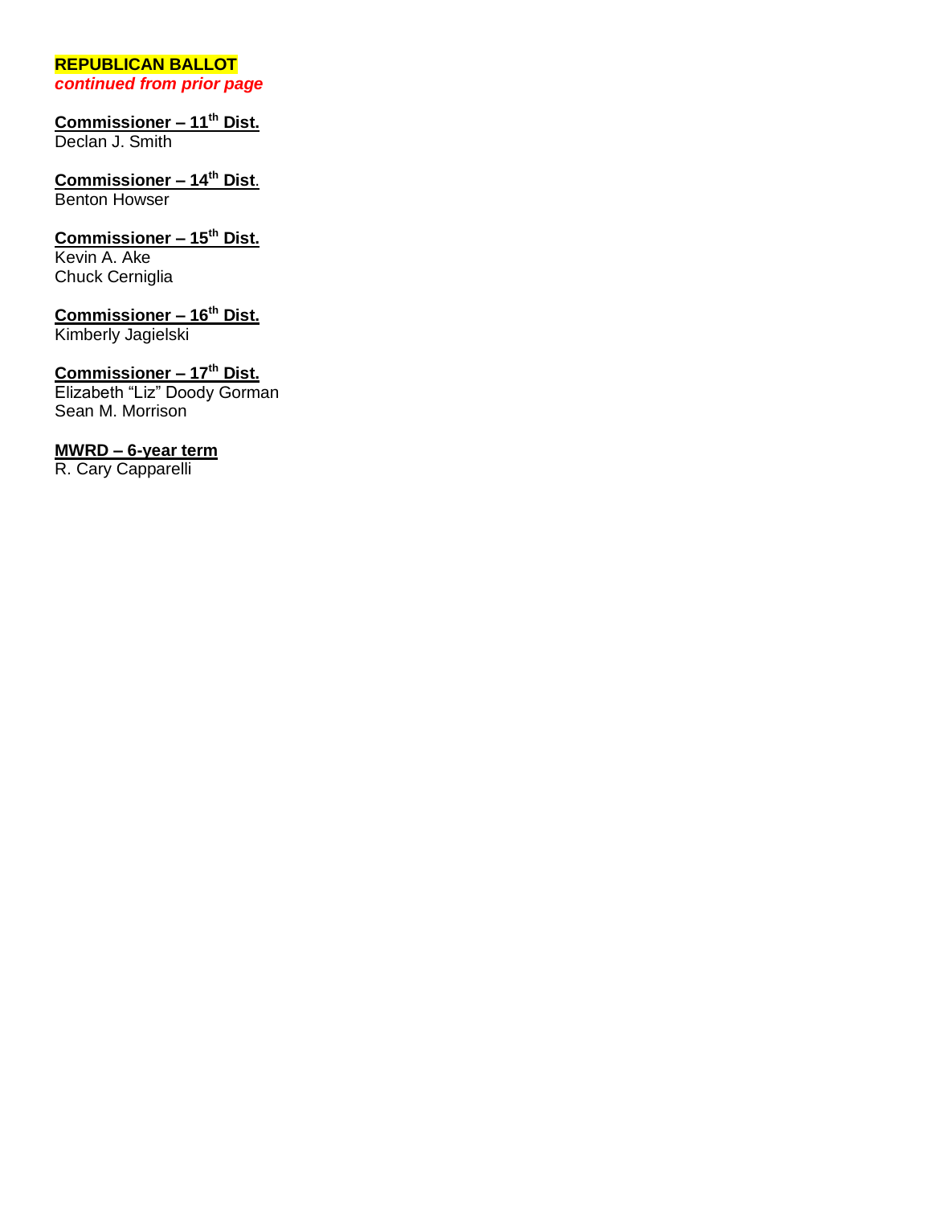**REPUBLICAN BALLOT**
***continued from prior page***

**Commissioner – 11th Dist.**
Declan J. Smith

**Commissioner – 14th Dist.**
Benton Howser

**Commissioner – 15th Dist.**
Kevin A. Ake
Chuck Cerniglia

**Commissioner – 16th Dist.**
Kimberly Jagielski

**Commissioner – 17th Dist.**
Elizabeth "Liz" Doody Gorman
Sean M. Morrison

**MWRD – 6-year term**
R. Cary Capparelli